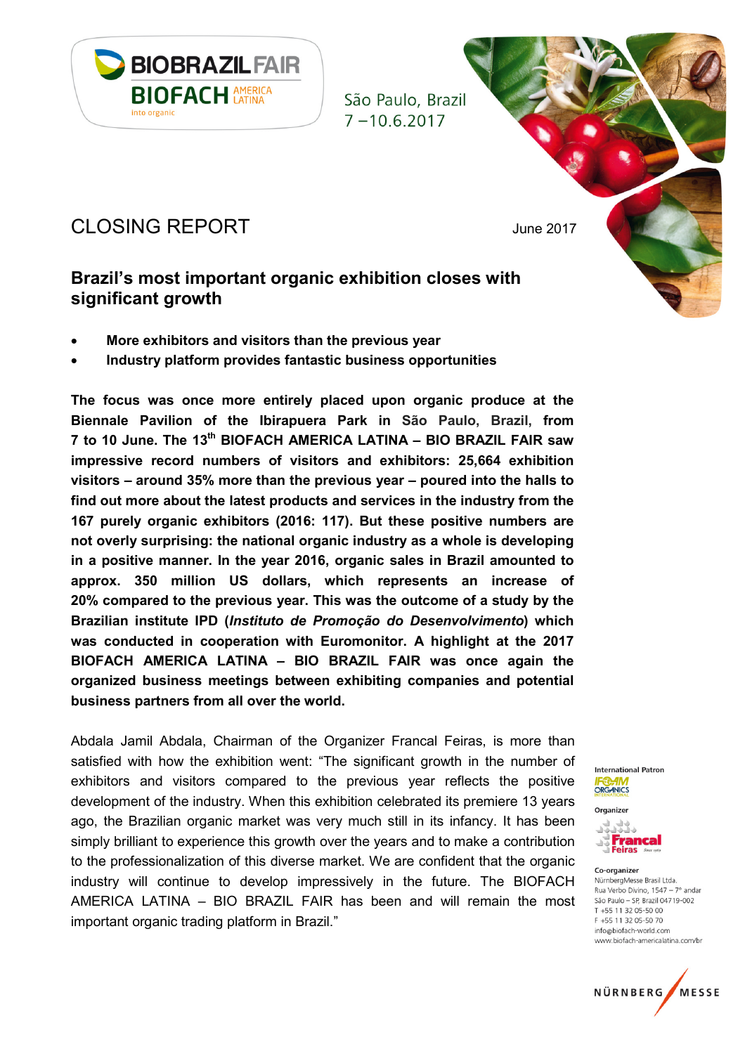BIOBRAZIL FAIR
BIOFACH AMERICA LATINA
into organic

São Paulo, Brazil
7 –10.6.2017

# CLOSING REPORT

June 2017

## Brazil's most important organic exhibition closes with significant growth

- **More exhibitors and visitors than the previous year**
- **Industry platform provides fantastic business opportunities**

**The focus was once more entirely placed upon organic produce at the Biennale Pavilion of the Ibirapuera Park in São Paulo, Brazil, from 7 to 10 June. The 13th BIOFACH AMERICA LATINA – BIO BRAZIL FAIR saw impressive record numbers of visitors and exhibitors: 25,664 exhibition visitors – around 35% more than the previous year – poured into the halls to find out more about the latest products and services in the industry from the 167 purely organic exhibitors (2016: 117). But these positive numbers are not overly surprising: the national organic industry as a whole is developing in a positive manner. In the year 2016, organic sales in Brazil amounted to approx. 350 million US dollars, which represents an increase of 20% compared to the previous year. This was the outcome of a study by the Brazilian institute IPD (*Instituto de Promoção do Desenvolvimento*) which was conducted in cooperation with Euromonitor. A highlight at the 2017 BIOFACH AMERICA LATINA – BIO BRAZIL FAIR was once again the organized business meetings between exhibiting companies and potential business partners from all over the world.**

Abdala Jamil Abdala, Chairman of the Organizer Francal Feiras, is more than satisfied with how the exhibition went: "The significant growth in the number of exhibitors and visitors compared to the previous year reflects the positive development of the industry. When this exhibition celebrated its premiere 13 years ago, the Brazilian organic market was very much still in its infancy. It has been simply brilliant to experience this growth over the years and to make a contribution to the professionalization of this diverse market. We are confident that the organic industry will continue to develop impressively in the future. The BIOFACH AMERICA LATINA – BIO BRAZIL FAIR has been and will remain the most important organic trading platform in Brazil."

International Patron
IFOAM ORGANICS INTERNATIONAL

Organizer
Francal Feiras

Co-organizer
NürnbergMesse Brasil Ltda.
Rua Verbo Divino, 1547 – 7º andar
São Paulo – SP, Brazil 04719-002
T +55 11 32 05-50 00
F +55 11 32 05-50 70
info@biofach-world.com
www.biofach-americalatina.com/br

NÜRNBERG MESSE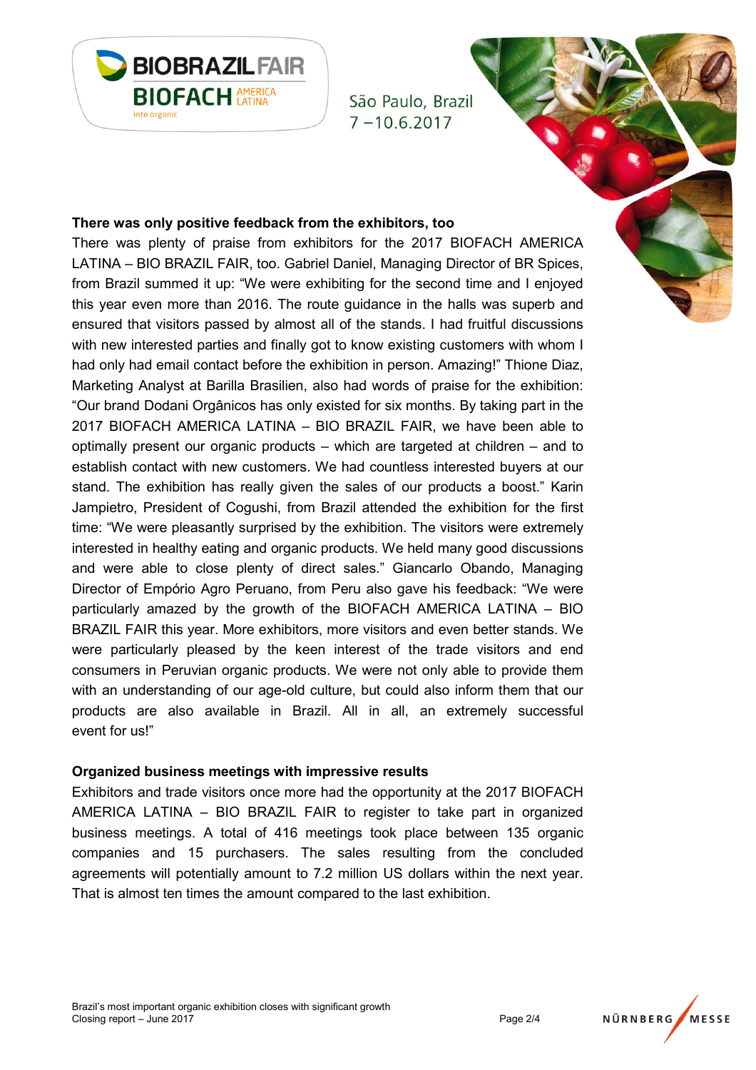## There was only positive feedback from the exhibitors, too

There was plenty of praise from exhibitors for the 2017 BIOFACH AMERICA LATINA – BIO BRAZIL FAIR, too. Gabriel Daniel, Managing Director of BR Spices, from Brazil summed it up: "We were exhibiting for the second time and I enjoyed this year even more than 2016. The route guidance in the halls was superb and ensured that visitors passed by almost all of the stands. I had fruitful discussions with new interested parties and finally got to know existing customers with whom I had only had email contact before the exhibition in person. Amazing!" Thione Diaz, Marketing Analyst at Barilla Brasilien, also had words of praise for the exhibition: "Our brand Dodani Orgânicos has only existed for six months. By taking part in the 2017 BIOFACH AMERICA LATINA – BIO BRAZIL FAIR, we have been able to optimally present our organic products – which are targeted at children – and to establish contact with new customers. We had countless interested buyers at our stand. The exhibition has really given the sales of our products a boost." Karin Jampietro, President of Cogushi, from Brazil attended the exhibition for the first time: "We were pleasantly surprised by the exhibition. The visitors were extremely interested in healthy eating and organic products. We held many good discussions and were able to close plenty of direct sales." Giancarlo Obando, Managing Director of Empório Agro Peruano, from Peru also gave his feedback: "We were particularly amazed by the growth of the BIOFACH AMERICA LATINA – BIO BRAZIL FAIR this year. More exhibitors, more visitors and even better stands. We were particularly pleased by the keen interest of the trade visitors and end consumers in Peruvian organic products. We were not only able to provide them with an understanding of our age-old culture, but could also inform them that our products are also available in Brazil. All in all, an extremely successful event for us!"

## Organized business meetings with impressive results

Exhibitors and trade visitors once more had the opportunity at the 2017 BIOFACH AMERICA LATINA – BIO BRAZIL FAIR to register to take part in organized business meetings. A total of 416 meetings took place between 135 organic companies and 15 purchasers. The sales resulting from the concluded agreements will potentially amount to 7.2 million US dollars within the next year. That is almost ten times the amount compared to the last exhibition.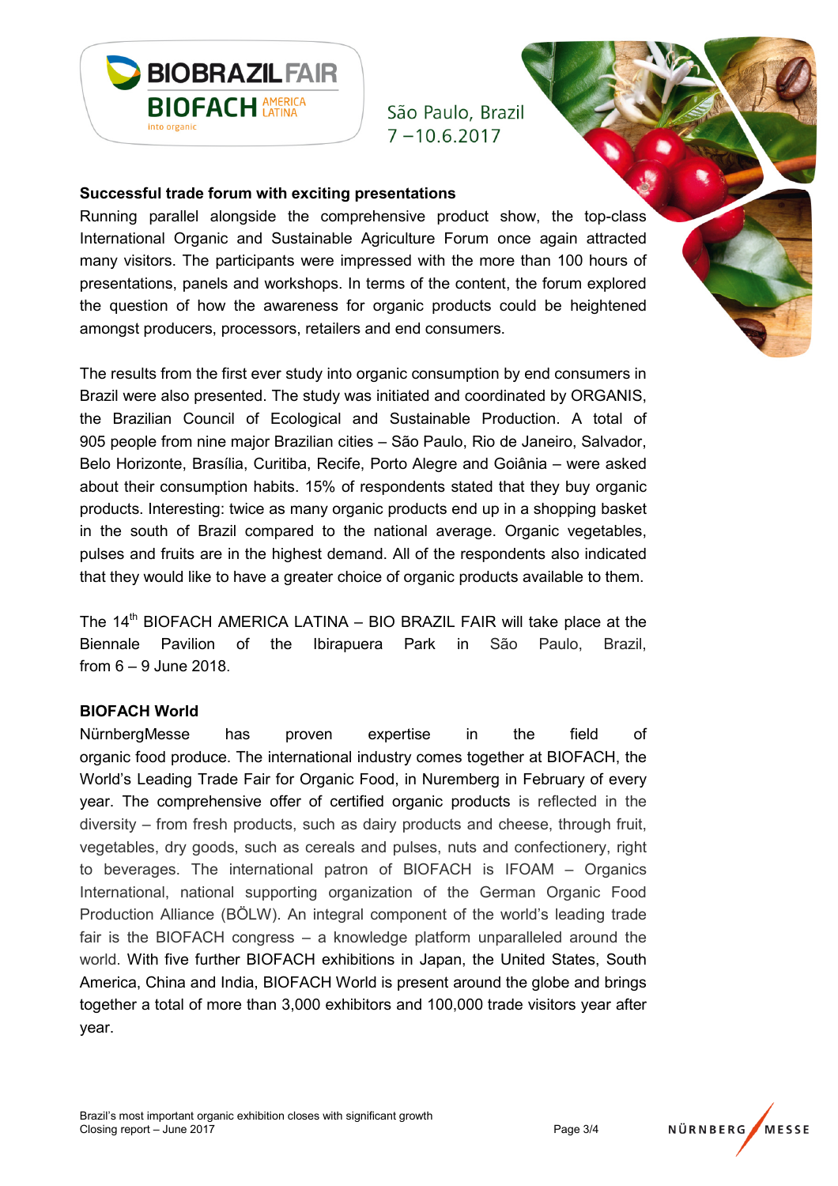### Successful trade forum with exciting presentations

Running parallel alongside the comprehensive product show, the top-class International Organic and Sustainable Agriculture Forum once again attracted many visitors. The participants were impressed with the more than 100 hours of presentations, panels and workshops. In terms of the content, the forum explored the question of how the awareness for organic products could be heightened amongst producers, processors, retailers and end consumers.

The results from the first ever study into organic consumption by end consumers in Brazil were also presented. The study was initiated and coordinated by ORGANIS, the Brazilian Council of Ecological and Sustainable Production. A total of 905 people from nine major Brazilian cities – São Paulo, Rio de Janeiro, Salvador, Belo Horizonte, Brasília, Curitiba, Recife, Porto Alegre and Goiânia – were asked about their consumption habits. 15% of respondents stated that they buy organic products. Interesting: twice as many organic products end up in a shopping basket in the south of Brazil compared to the national average. Organic vegetables, pulses and fruits are in the highest demand. All of the respondents also indicated that they would like to have a greater choice of organic products available to them.

The 14th BIOFACH AMERICA LATINA – BIO BRAZIL FAIR will take place at the Biennale Pavilion of the Ibirapuera Park in São Paulo, Brazil, from 6 – 9 June 2018.

### BIOFACH World

NürnbergMesse has proven expertise in the field of organic food produce. The international industry comes together at BIOFACH, the World's Leading Trade Fair for Organic Food, in Nuremberg in February of every year. The comprehensive offer of certified organic products is reflected in the diversity – from fresh products, such as dairy products and cheese, through fruit, vegetables, dry goods, such as cereals and pulses, nuts and confectionery, right to beverages. The international patron of BIOFACH is IFOAM – Organics International, national supporting organization of the German Organic Food Production Alliance (BÖLW). An integral component of the world's leading trade fair is the BIOFACH congress – a knowledge platform unparalleled around the world. With five further BIOFACH exhibitions in Japan, the United States, South America, China and India, BIOFACH World is present around the globe and brings together a total of more than 3,000 exhibitors and 100,000 trade visitors year after year.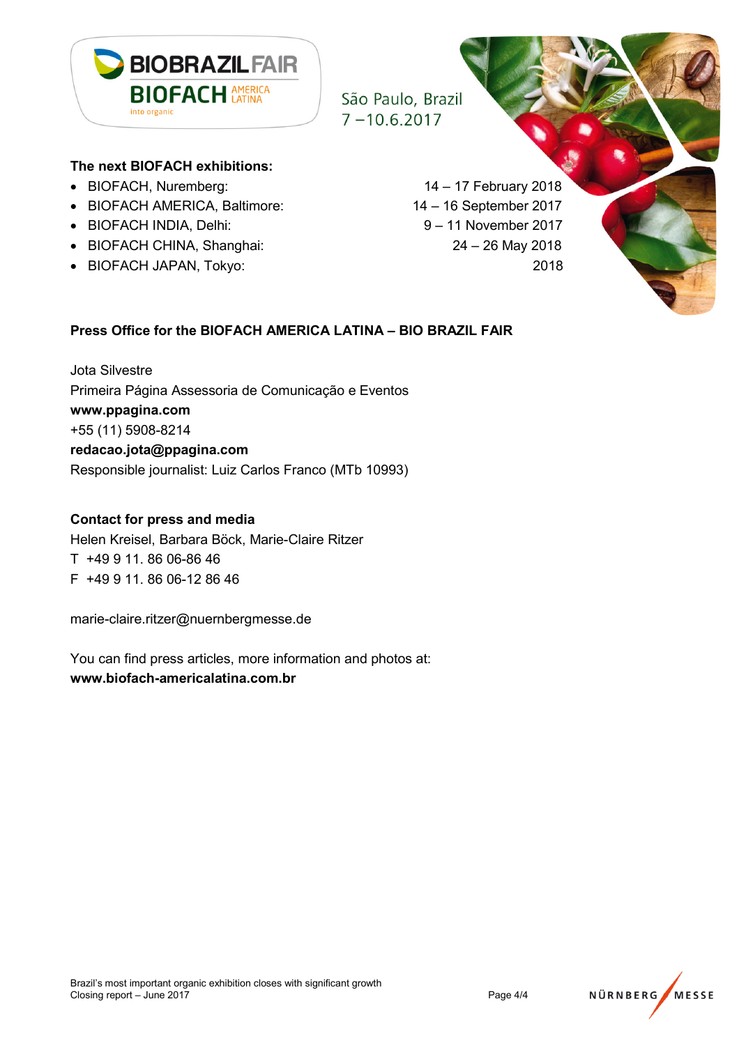São Paulo, Brazil
7 –10.6.2017

**The next BIOFACH exhibitions:**

- BIOFACH, Nuremberg: 14 – 17 February 2018
- BIOFACH AMERICA, Baltimore: 14 – 16 September 2017
- BIOFACH INDIA, Delhi: 9 – 11 November 2017
- BIOFACH CHINA, Shanghai: 24 – 26 May 2018
- BIOFACH JAPAN, Tokyo: 2018

**Press Office for the BIOFACH AMERICA LATINA – BIO BRAZIL FAIR**

Jota Silvestre
Primeira Página Assessoria de Comunicação e Eventos
**www.ppagina.com**
+55 (11) 5908-8214
**redacao.jota@ppagina.com**
Responsible journalist: Luiz Carlos Franco (MTb 10993)

**Contact for press and media**
Helen Kreisel, Barbara Böck, Marie-Claire Ritzer
T +49 9 11. 86 06-86 46
F +49 9 11. 86 06-12 86 46

marie-claire.ritzer@nuernbergmesse.de

You can find press articles, more information and photos at:
**www.biofach-americalatina.com.br**